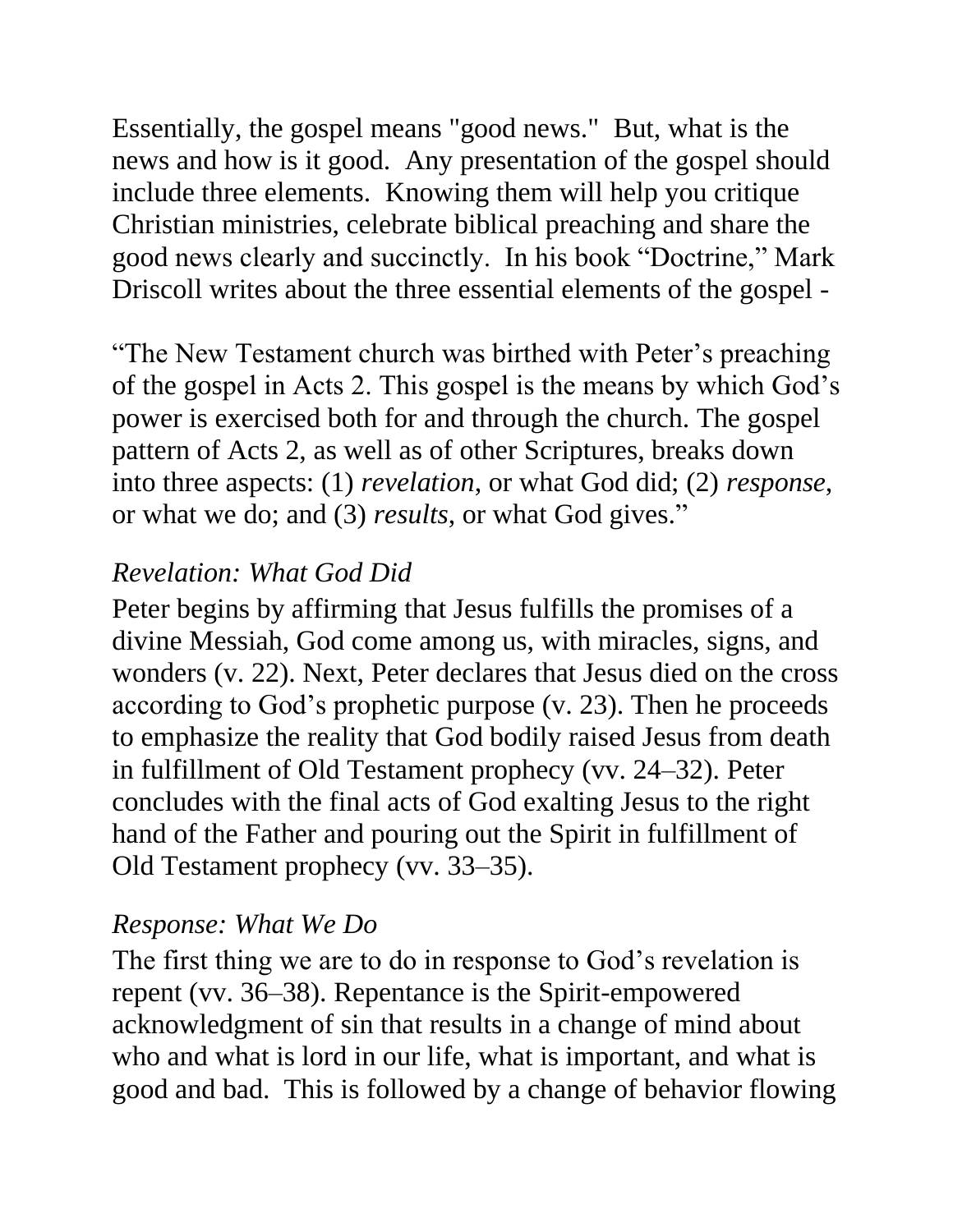Essentially, the gospel means "good news." But, what is the news and how is it good. Any presentation of the gospel should include three elements. Knowing them will help you critique Christian ministries, celebrate biblical preaching and share the good news clearly and succinctly. In his book "Doctrine," Mark Driscoll writes about the three essential elements of the gospel -

"The New Testament church was birthed with Peter's preaching of the gospel in Acts 2. This gospel is the means by which God's power is exercised both for and through the church. The gospel pattern of Acts 2, as well as of other Scriptures, breaks down into three aspects: (1) *revelation*, or what God did; (2) *response*, or what we do; and (3) *results*, or what God gives."

*Revelation: What God Did*

Peter begins by affirming that Jesus fulfills the promises of a divine Messiah, God come among us, with miracles, signs, and wonders (v. 22). Next, Peter declares that Jesus died on the cross according to God's prophetic purpose (v. 23). Then he proceeds to emphasize the reality that God bodily raised Jesus from death in fulfillment of Old Testament prophecy (vv. 24–32). Peter concludes with the final acts of God exalting Jesus to the right hand of the Father and pouring out the Spirit in fulfillment of Old Testament prophecy (vv. 33–35).

*Response: What We Do*

The first thing we are to do in response to God's revelation is repent (vv. 36–38). Repentance is the Spirit-empowered acknowledgment of sin that results in a change of mind about who and what is lord in our life, what is important, and what is good and bad. This is followed by a change of behavior flowing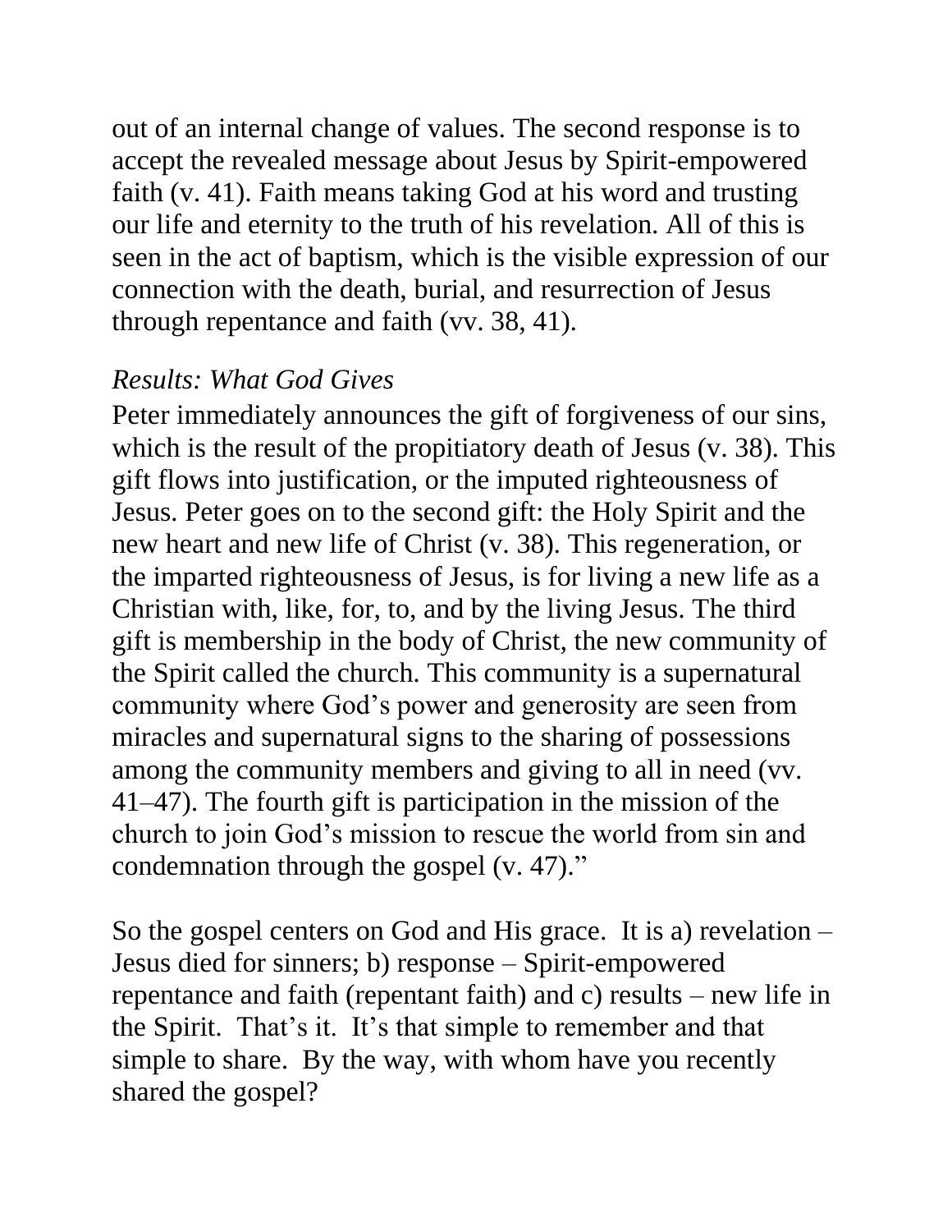out of an internal change of values. The second response is to accept the revealed message about Jesus by Spirit-empowered faith (v. 41). Faith means taking God at his word and trusting our life and eternity to the truth of his revelation. All of this is seen in the act of baptism, which is the visible expression of our connection with the death, burial, and resurrection of Jesus through repentance and faith (vv. 38, 41).

*Results: What God Gives*

Peter immediately announces the gift of forgiveness of our sins, which is the result of the propitiatory death of Jesus (v. 38). This gift flows into justification, or the imputed righteousness of Jesus. Peter goes on to the second gift: the Holy Spirit and the new heart and new life of Christ (v. 38). This regeneration, or the imparted righteousness of Jesus, is for living a new life as a Christian with, like, for, to, and by the living Jesus. The third gift is membership in the body of Christ, the new community of the Spirit called the church. This community is a supernatural community where God's power and generosity are seen from miracles and supernatural signs to the sharing of possessions among the community members and giving to all in need (vv. 41–47). The fourth gift is participation in the mission of the church to join God's mission to rescue the world from sin and condemnation through the gospel (v. 47)."

So the gospel centers on God and His grace. It is a) revelation – Jesus died for sinners; b) response – Spirit-empowered repentance and faith (repentant faith) and c) results – new life in the Spirit. That's it. It's that simple to remember and that simple to share. By the way, with whom have you recently shared the gospel?